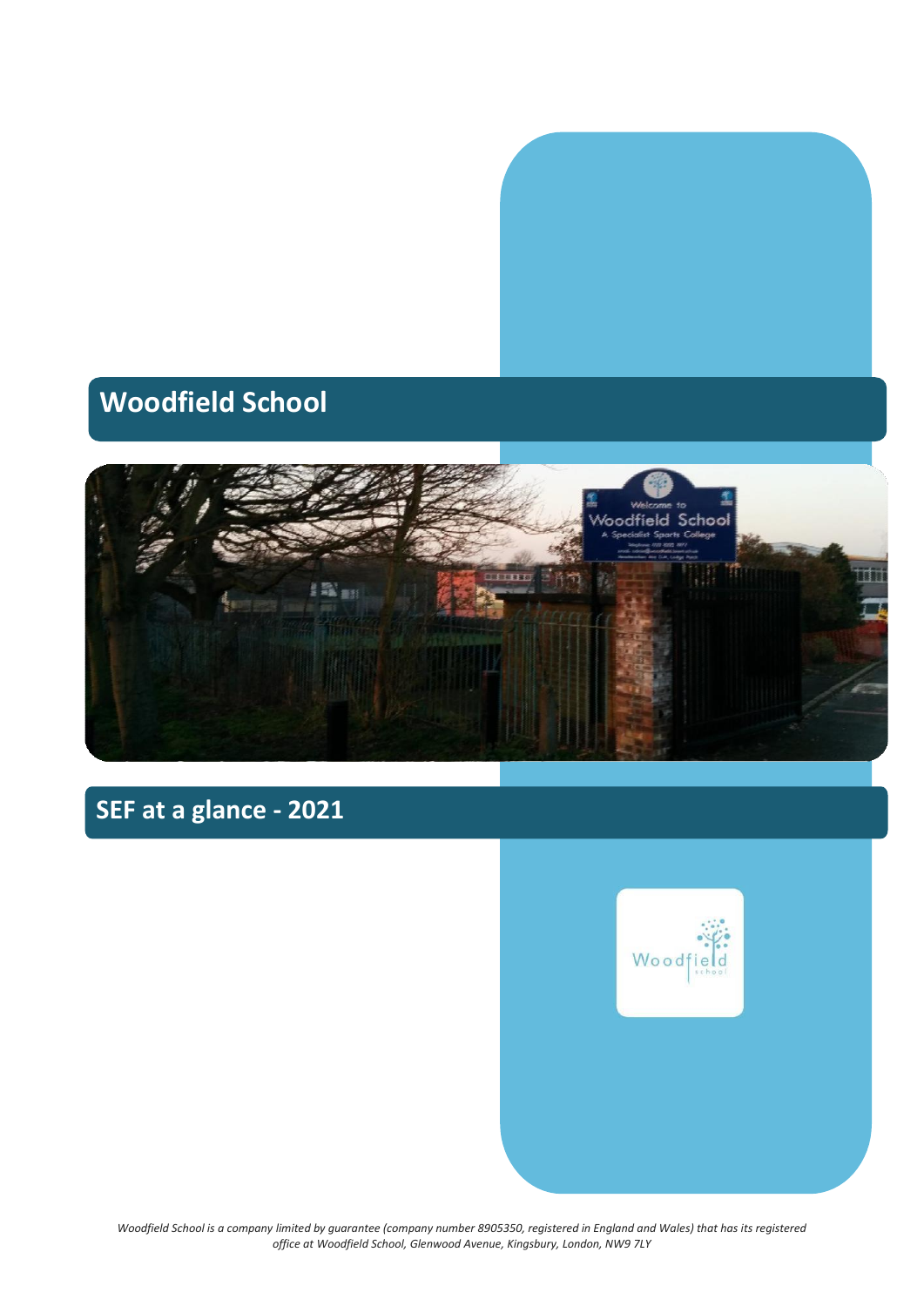# Woodfield School

## SEF at a glance - 2021

*Woodfield School is a company limited by guarantee (company number 8905350, registered in England and Wales) that has its registered office at Woodfield School, Glenwood Avenue, Kingsbury, London, NW9 7LY*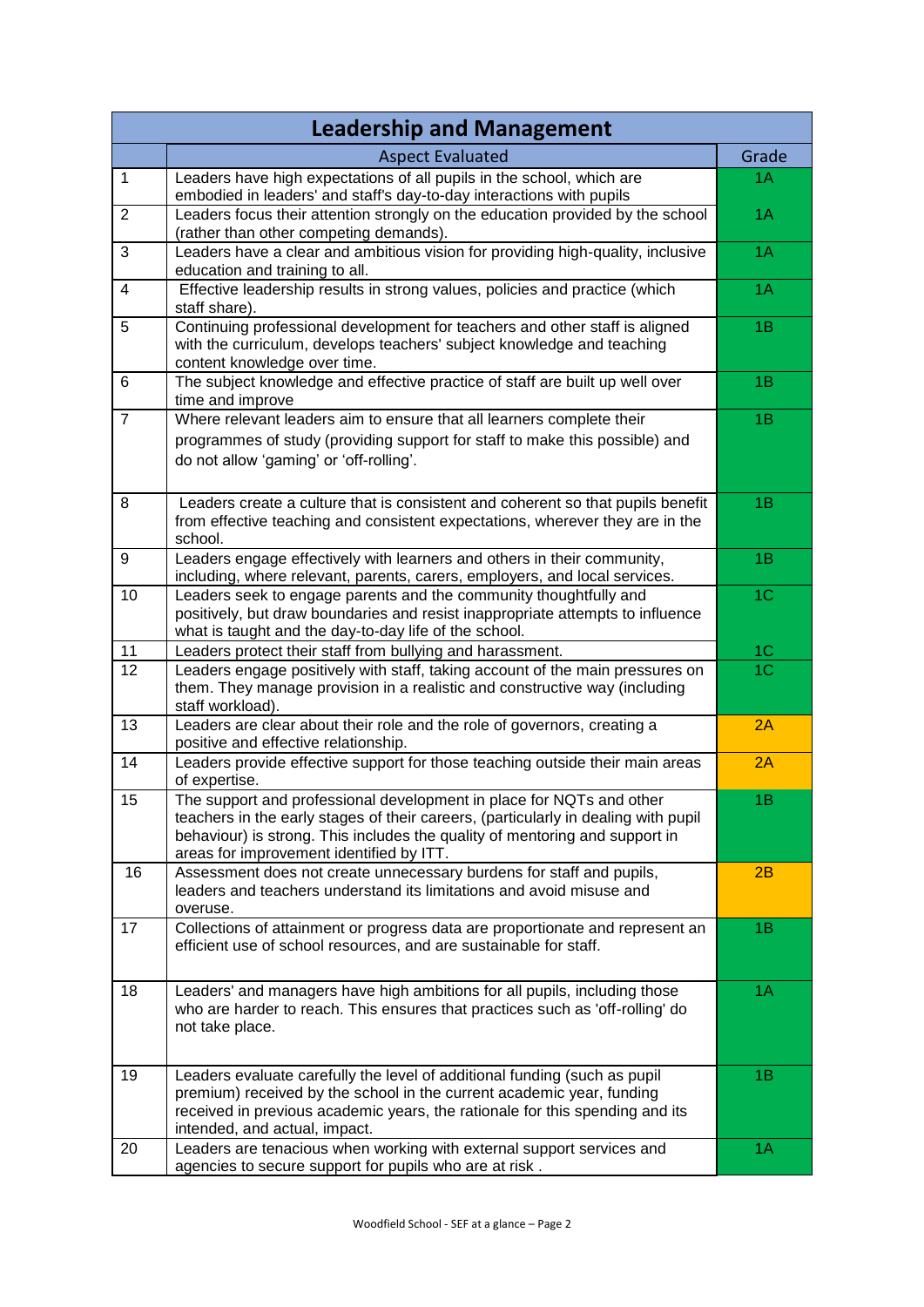| Leadership and Management | | |
|---|---|---|
| | Aspect Evaluated | Grade |
| 1 | Leaders have high expectations of all pupils in the school, which are embodied in leaders' and staff's day-to-day interactions with pupils | 1A |
| 2 | Leaders focus their attention strongly on the education provided by the school (rather than other competing demands). | 1A |
| 3 | Leaders have a clear and ambitious vision for providing high-quality, inclusive education and training to all. | 1A |
| 4 | Effective leadership results in strong values, policies and practice (which staff share). | 1A |
| 5 | Continuing professional development for teachers and other staff is aligned with the curriculum, develops teachers' subject knowledge and teaching content knowledge over time. | 1B |
| 6 | The subject knowledge and effective practice of staff are built up well over time and improve | 1B |
| 7 | Where relevant leaders aim to ensure that all learners complete their programmes of study (providing support for staff to make this possible) and do not allow 'gaming' or 'off-rolling'. | 1B |
| 8 | Leaders create a culture that is consistent and coherent so that pupils benefit from effective teaching and consistent expectations, wherever they are in the school. | 1B |
| 9 | Leaders engage effectively with learners and others in their community, including, where relevant, parents, carers, employers, and local services. | 1B |
| 10 | Leaders seek to engage parents and the community thoughtfully and positively, but draw boundaries and resist inappropriate attempts to influence what is taught and the day-to-day life of the school. | 1C |
| 11 | Leaders protect their staff from bullying and harassment. | 1C |
| 12 | Leaders engage positively with staff, taking account of the main pressures on them. They manage provision in a realistic and constructive way (including staff workload). | 1C |
| 13 | Leaders are clear about their role and the role of governors, creating a positive and effective relationship. | 2A |
| 14 | Leaders provide effective support for those teaching outside their main areas of expertise. | 2A |
| 15 | The support and professional development in place for NQTs and other teachers in the early stages of their careers, (particularly in dealing with pupil behaviour) is strong. This includes the quality of mentoring and support in areas for improvement identified by ITT. | 1B |
| 16 | Assessment does not create unnecessary burdens for staff and pupils, leaders and teachers understand its limitations and avoid misuse and overuse. | 2B |
| 17 | Collections of attainment or progress data are proportionate and represent an efficient use of school resources, and are sustainable for staff. | 1B |
| 18 | Leaders' and managers have high ambitions for all pupils, including those who are harder to reach. This ensures that practices such as 'off-rolling' do not take place. | 1A |
| 19 | Leaders evaluate carefully the level of additional funding (such as pupil premium) received by the school in the current academic year, funding received in previous academic years, the rationale for this spending and its intended, and actual, impact. | 1B |
| 20 | Leaders are tenacious when working with external support services and agencies to secure support for pupils who are at risk . | 1A |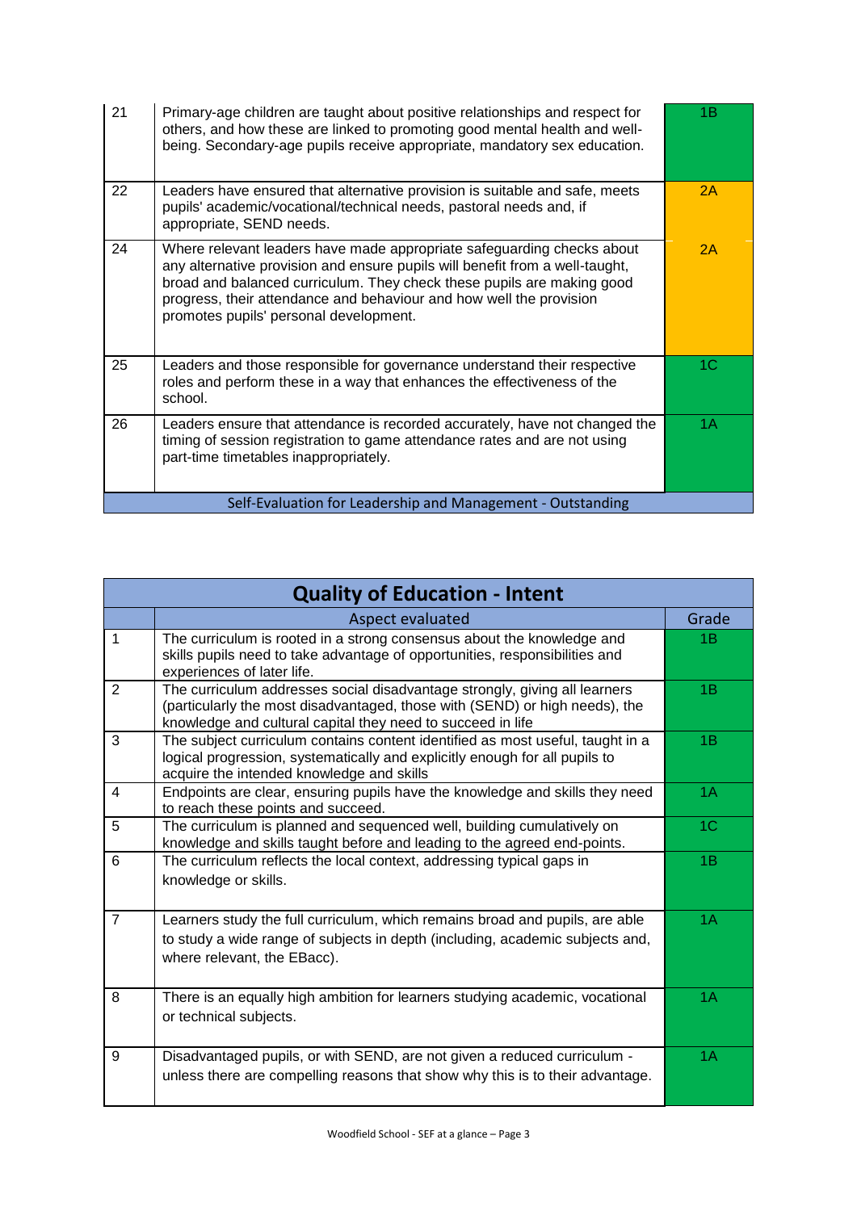| | | |
|---|---|---|
| 21 | Primary-age children are taught about positive relationships and respect for others, and how these are linked to promoting good mental health and well-being. Secondary-age pupils receive appropriate, mandatory sex education. | 1B |
| 22 | Leaders have ensured that alternative provision is suitable and safe, meets pupils' academic/vocational/technical needs, pastoral needs and, if appropriate, SEND needs. | 2A |
| 24 | Where relevant leaders have made appropriate safeguarding checks about any alternative provision and ensure pupils will benefit from a well-taught, broad and balanced curriculum. They check these pupils are making good progress, their attendance and behaviour and how well the provision promotes pupils' personal development. | 2A |
| 25 | Leaders and those responsible for governance understand their respective roles and perform these in a way that enhances the effectiveness of the school. | 1C |
| 26 | Leaders ensure that attendance is recorded accurately, have not changed the timing of session registration to game attendance rates and are not using part-time timetables inappropriately. | 1A |
| | Self-Evaluation for Leadership and Management - Outstanding | |

## Quality of Education - Intent

| | Aspect evaluated | Grade |
|---|---|---|
| 1 | The curriculum is rooted in a strong consensus about the knowledge and skills pupils need to take advantage of opportunities, responsibilities and experiences of later life. | 1B |
| 2 | The curriculum addresses social disadvantage strongly, giving all learners (particularly the most disadvantaged, those with (SEND) or high needs), the knowledge and cultural capital they need to succeed in life | 1B |
| 3 | The subject curriculum contains content identified as most useful, taught in a logical progression, systematically and explicitly enough for all pupils to acquire the intended knowledge and skills | 1B |
| 4 | Endpoints are clear, ensuring pupils have the knowledge and skills they need to reach these points and succeed. | 1A |
| 5 | The curriculum is planned and sequenced well, building cumulatively on knowledge and skills taught before and leading to the agreed end-points. | 1C |
| 6 | The curriculum reflects the local context, addressing typical gaps in knowledge or skills. | 1B |
| 7 | Learners study the full curriculum, which remains broad and pupils, are able to study a wide range of subjects in depth (including, academic subjects and, where relevant, the EBacc). | 1A |
| 8 | There is an equally high ambition for learners studying academic, vocational or technical subjects. | 1A |
| 9 | Disadvantaged pupils, or with SEND, are not given a reduced curriculum - unless there are compelling reasons that show why this is to their advantage. | 1A |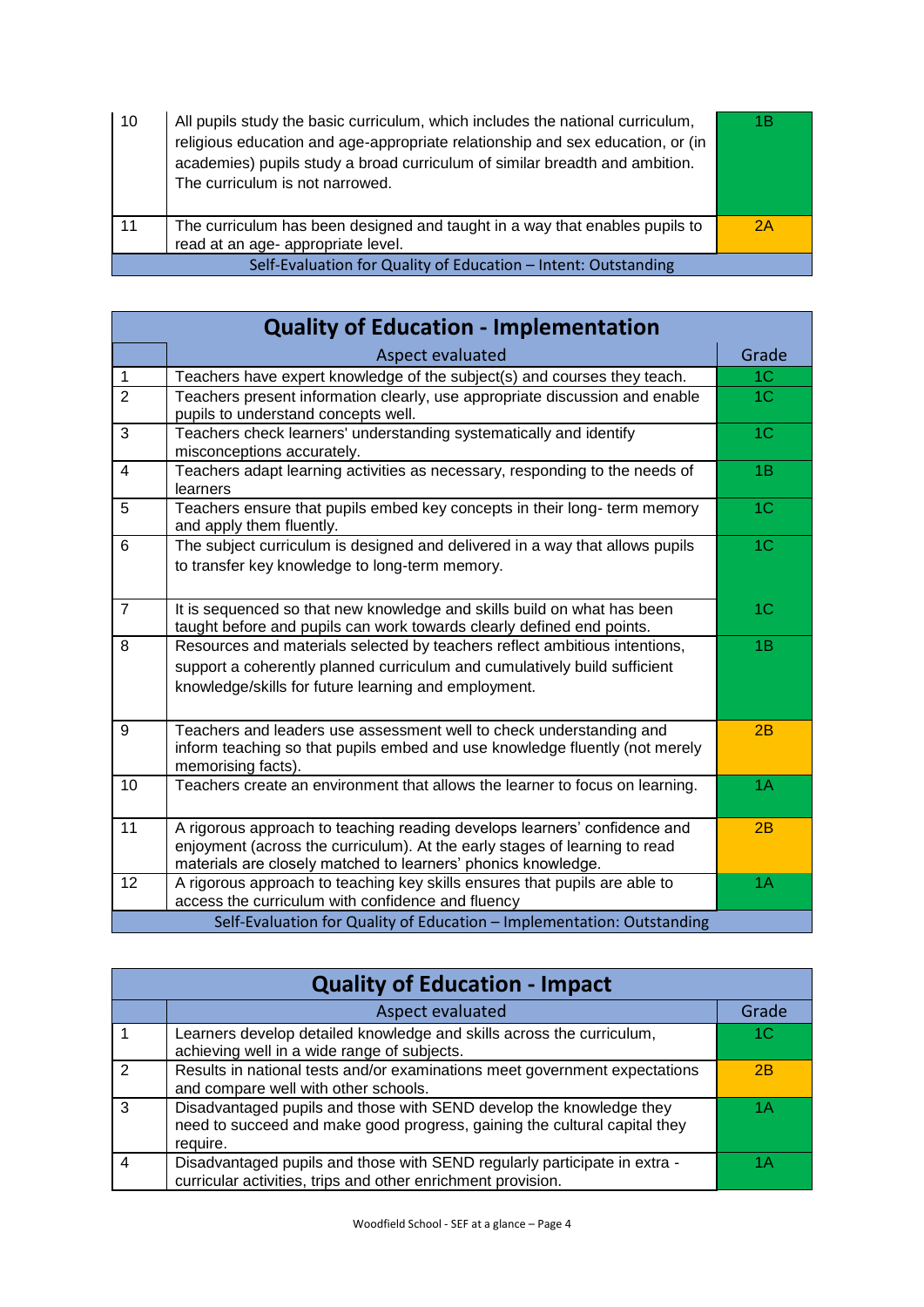| | | |
|---|---|---|
| 10 | All pupils study the basic curriculum, which includes the national curriculum, religious education and age-appropriate relationship and sex education, or (in academies) pupils study a broad curriculum of similar breadth and ambition. The curriculum is not narrowed. | 1B |
| 11 | The curriculum has been designed and taught in a way that enables pupils to read at an age- appropriate level. | 2A |
| | Self-Evaluation for Quality of Education – Intent: Outstanding | |

## Quality of Education - Implementation

| | Aspect evaluated | Grade |
|---|---|---|
| 1 | Teachers have expert knowledge of the subject(s) and courses they teach. | 1C |
| 2 | Teachers present information clearly, use appropriate discussion and enable pupils to understand concepts well. | 1C |
| 3 | Teachers check learners' understanding systematically and identify misconceptions accurately. | 1C |
| 4 | Teachers adapt learning activities as necessary, responding to the needs of learners | 1B |
| 5 | Teachers ensure that pupils embed key concepts in their long- term memory and apply them fluently. | 1C |
| 6 | The subject curriculum is designed and delivered in a way that allows pupils to transfer key knowledge to long-term memory. | 1C |
| 7 | It is sequenced so that new knowledge and skills build on what has been taught before and pupils can work towards clearly defined end points. | 1C |
| 8 | Resources and materials selected by teachers reflect ambitious intentions, support a coherently planned curriculum and cumulatively build sufficient knowledge/skills for future learning and employment. | 1B |
| 9 | Teachers and leaders use assessment well to check understanding and inform teaching so that pupils embed and use knowledge fluently (not merely memorising facts). | 2B |
| 10 | Teachers create an environment that allows the learner to focus on learning. | 1A |
| 11 | A rigorous approach to teaching reading develops learners' confidence and enjoyment (across the curriculum). At the early stages of learning to read materials are closely matched to learners' phonics knowledge. | 2B |
| 12 | A rigorous approach to teaching key skills ensures that pupils are able to access the curriculum with confidence and fluency | 1A |
| | Self-Evaluation for Quality of Education – Implementation: Outstanding | |

## Quality of Education - Impact

| | Aspect evaluated | Grade |
|---|---|---|
| 1 | Learners develop detailed knowledge and skills across the curriculum, achieving well in a wide range of subjects. | 1C |
| 2 | Results in national tests and/or examinations meet government expectations and compare well with other schools. | 2B |
| 3 | Disadvantaged pupils and those with SEND develop the knowledge they need to succeed and make good progress, gaining the cultural capital they require. | 1A |
| 4 | Disadvantaged pupils and those with SEND regularly participate in extra - curricular activities, trips and other enrichment provision. | 1A |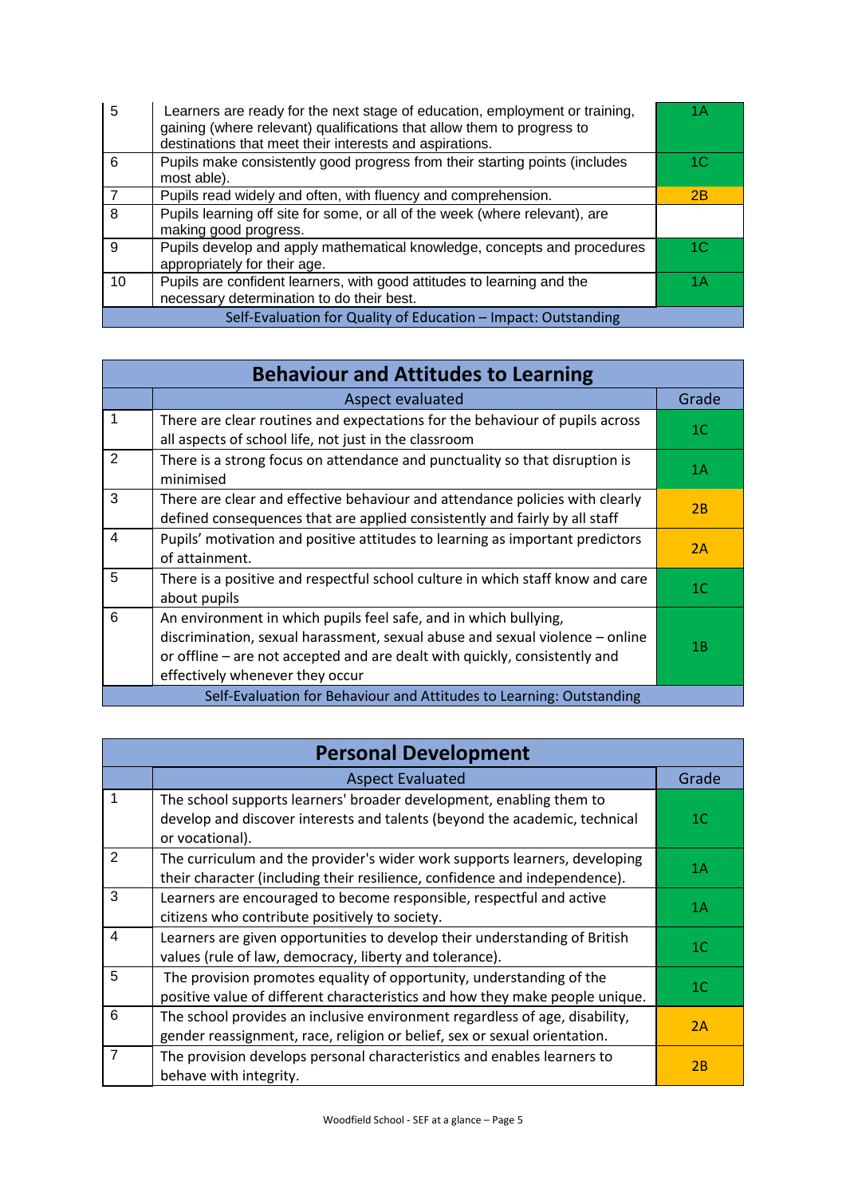| | | |
|---|---|---|
| 5 | Learners are ready for the next stage of education, employment or training, gaining (where relevant) qualifications that allow them to progress to destinations that meet their interests and aspirations. | 1A |
| 6 | Pupils make consistently good progress from their starting points (includes most able). | 1C |
| 7 | Pupils read widely and often, with fluency and comprehension. | 2B |
| 8 | Pupils learning off site for some, or all of the week (where relevant), are making good progress. | |
| 9 | Pupils develop and apply mathematical knowledge, concepts and procedures appropriately for their age. | 1C |
| 10 | Pupils are confident learners, with good attitudes to learning and the necessary determination to do their best. | 1A |
| | Self-Evaluation for Quality of Education – Impact: Outstanding | |

## Behaviour and Attitudes to Learning

| | Aspect evaluated | Grade |
|---|---|---|
| 1 | There are clear routines and expectations for the behaviour of pupils across all aspects of school life, not just in the classroom | 1C |
| 2 | There is a strong focus on attendance and punctuality so that disruption is minimised | 1A |
| 3 | There are clear and effective behaviour and attendance policies with clearly defined consequences that are applied consistently and fairly by all staff | 2B |
| 4 | Pupils' motivation and positive attitudes to learning as important predictors of attainment. | 2A |
| 5 | There is a positive and respectful school culture in which staff know and care about pupils | 1C |
| 6 | An environment in which pupils feel safe, and in which bullying, discrimination, sexual harassment, sexual abuse and sexual violence – online or offline – are not accepted and are dealt with quickly, consistently and effectively whenever they occur | 1B |
| | Self-Evaluation for Behaviour and Attitudes to Learning: Outstanding | |

## Personal Development

| | Aspect Evaluated | Grade |
|---|---|---|
| 1 | The school supports learners' broader development, enabling them to develop and discover interests and talents (beyond the academic, technical or vocational). | 1C |
| 2 | The curriculum and the provider's wider work supports learners, developing their character (including their resilience, confidence and independence). | 1A |
| 3 | Learners are encouraged to become responsible, respectful and active citizens who contribute positively to society. | 1A |
| 4 | Learners are given opportunities to develop their understanding of British values (rule of law, democracy, liberty and tolerance). | 1C |
| 5 | The provision promotes equality of opportunity, understanding of the positive value of different characteristics and how they make people unique. | 1C |
| 6 | The school provides an inclusive environment regardless of age, disability, gender reassignment, race, religion or belief, sex or sexual orientation. | 2A |
| 7 | The provision develops personal characteristics and enables learners to behave with integrity. | 2B |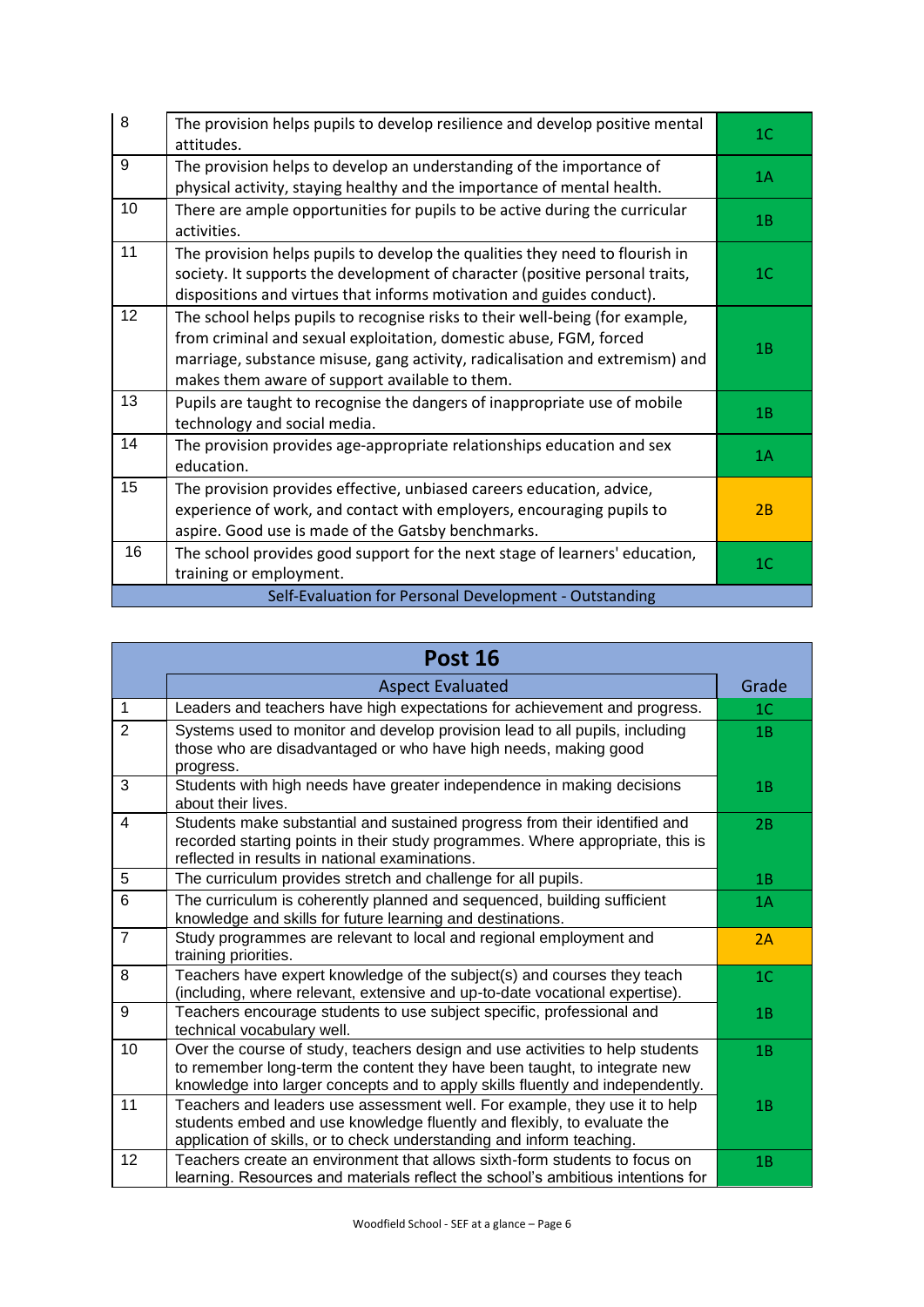| | | |
|---|---|---|
| 8 | The provision helps pupils to develop resilience and develop positive mental attitudes. | 1C |
| 9 | The provision helps to develop an understanding of the importance of physical activity, staying healthy and the importance of mental health. | 1A |
| 10 | There are ample opportunities for pupils to be active during the curricular activities. | 1B |
| 11 | The provision helps pupils to develop the qualities they need to flourish in society. It supports the development of character (positive personal traits, dispositions and virtues that informs motivation and guides conduct). | 1C |
| 12 | The school helps pupils to recognise risks to their well-being (for example, from criminal and sexual exploitation, domestic abuse, FGM, forced marriage, substance misuse, gang activity, radicalisation and extremism) and makes them aware of support available to them. | 1B |
| 13 | Pupils are taught to recognise the dangers of inappropriate use of mobile technology and social media. | 1B |
| 14 | The provision provides age-appropriate relationships education and sex education. | 1A |
| 15 | The provision provides effective, unbiased careers education, advice, experience of work, and contact with employers, encouraging pupils to aspire. Good use is made of the Gatsby benchmarks. | 2B |
| 16 | The school provides good support for the next stage of learners' education, training or employment. | 1C |
| | Self-Evaluation for Personal Development - Outstanding | |

## Post 16

| | Aspect Evaluated | Grade |
|---|---|---|
| 1 | Leaders and teachers have high expectations for achievement and progress. | 1C |
| 2 | Systems used to monitor and develop provision lead to all pupils, including those who are disadvantaged or who have high needs, making good progress. | 1B |
| 3 | Students with high needs have greater independence in making decisions about their lives. | 1B |
| 4 | Students make substantial and sustained progress from their identified and recorded starting points in their study programmes. Where appropriate, this is reflected in results in national examinations. | 2B |
| 5 | The curriculum provides stretch and challenge for all pupils. | 1B |
| 6 | The curriculum is coherently planned and sequenced, building sufficient knowledge and skills for future learning and destinations. | 1A |
| 7 | Study programmes are relevant to local and regional employment and training priorities. | 2A |
| 8 | Teachers have expert knowledge of the subject(s) and courses they teach (including, where relevant, extensive and up-to-date vocational expertise). | 1C |
| 9 | Teachers encourage students to use subject specific, professional and technical vocabulary well. | 1B |
| 10 | Over the course of study, teachers design and use activities to help students to remember long-term the content they have been taught, to integrate new knowledge into larger concepts and to apply skills fluently and independently. | 1B |
| 11 | Teachers and leaders use assessment well. For example, they use it to help students embed and use knowledge fluently and flexibly, to evaluate the application of skills, or to check understanding and inform teaching. | 1B |
| 12 | Teachers create an environment that allows sixth-form students to focus on learning. Resources and materials reflect the school's ambitious intentions for | 1B |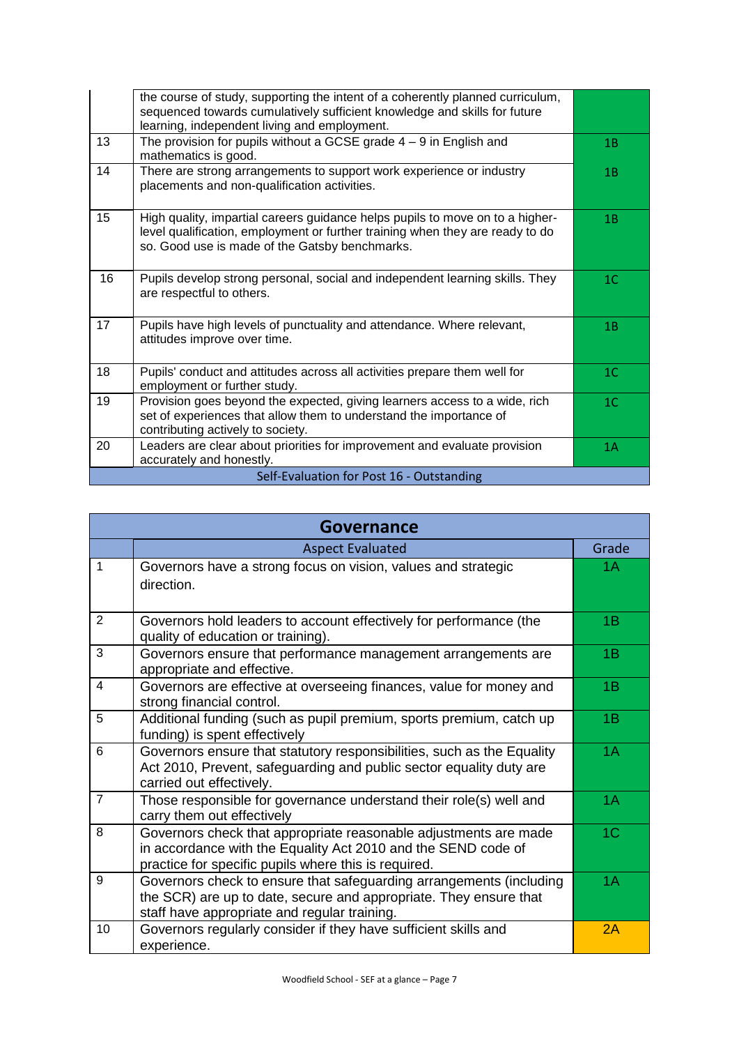| | | |
|---|---|---|
| | the course of study, supporting the intent of a coherently planned curriculum, sequenced towards cumulatively sufficient knowledge and skills for future learning, independent living and employment. | |
| 13 | The provision for pupils without a GCSE grade 4 – 9 in English and mathematics is good. | 1B |
| 14 | There are strong arrangements to support work experience or industry placements and non-qualification activities. | 1B |
| 15 | High quality, impartial careers guidance helps pupils to move on to a higher-level qualification, employment or further training when they are ready to do so. Good use is made of the Gatsby benchmarks. | 1B |
| 16 | Pupils develop strong personal, social and independent learning skills. They are respectful to others. | 1C |
| 17 | Pupils have high levels of punctuality and attendance. Where relevant, attitudes improve over time. | 1B |
| 18 | Pupils' conduct and attitudes across all activities prepare them well for employment or further study. | 1C |
| 19 | Provision goes beyond the expected, giving learners access to a wide, rich set of experiences that allow them to understand the importance of contributing actively to society. | 1C |
| 20 | Leaders are clear about priorities for improvement and evaluate provision accurately and honestly. | 1A |
| | Self-Evaluation for Post 16 - Outstanding | |

## Governance

| | Aspect Evaluated | Grade |
|---|---|---|
| 1 | Governors have a strong focus on vision, values and strategic direction. | 1A |
| 2 | Governors hold leaders to account effectively for performance (the quality of education or training). | 1B |
| 3 | Governors ensure that performance management arrangements are appropriate and effective. | 1B |
| 4 | Governors are effective at overseeing finances, value for money and strong financial control. | 1B |
| 5 | Additional funding (such as pupil premium, sports premium, catch up funding) is spent effectively | 1B |
| 6 | Governors ensure that statutory responsibilities, such as the Equality Act 2010, Prevent, safeguarding and public sector equality duty are carried out effectively. | 1A |
| 7 | Those responsible for governance understand their role(s) well and carry them out effectively | 1A |
| 8 | Governors check that appropriate reasonable adjustments are made in accordance with the Equality Act 2010 and the SEND code of practice for specific pupils where this is required. | 1C |
| 9 | Governors check to ensure that safeguarding arrangements (including the SCR) are up to date, secure and appropriate. They ensure that staff have appropriate and regular training. | 1A |
| 10 | Governors regularly consider if they have sufficient skills and experience. | 2A |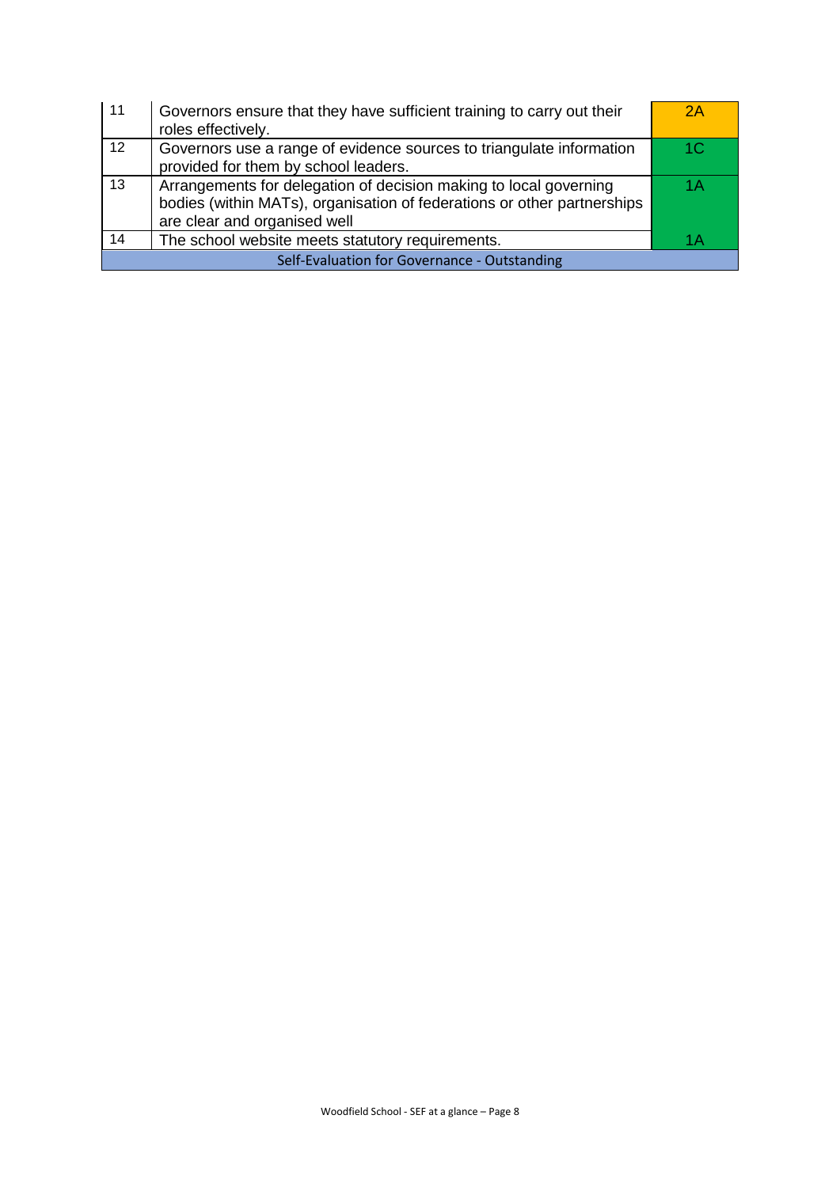| | | |
|---|---|---|
| 11 | Governors ensure that they have sufficient training to carry out their roles effectively. | 2A |
| 12 | Governors use a range of evidence sources to triangulate information provided for them by school leaders. | 1C |
| 13 | Arrangements for delegation of decision making to local governing bodies (within MATs), organisation of federations or other partnerships are clear and organised well | 1A |
| 14 | The school website meets statutory requirements. | 1A |
| Self-Evaluation for Governance - Outstanding | | |